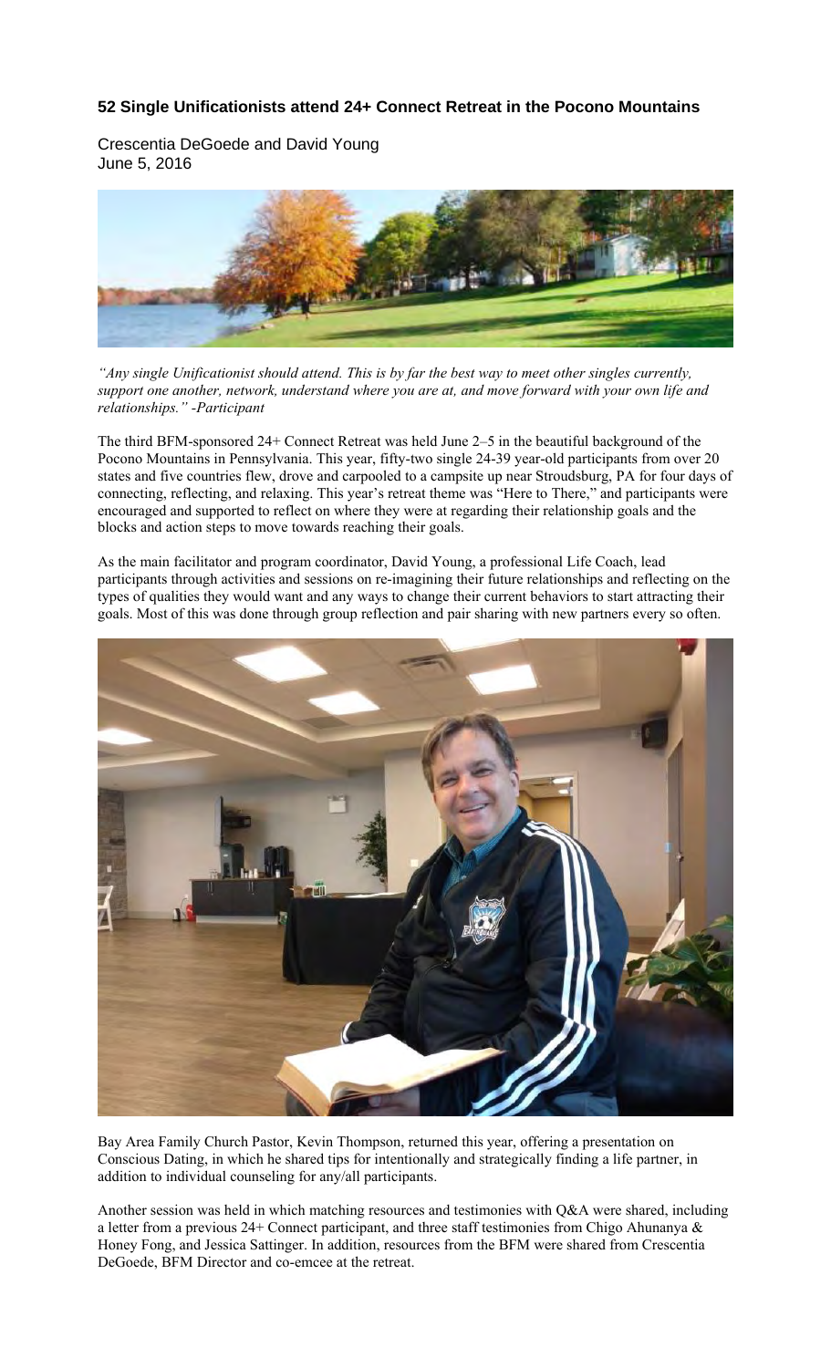**52 Single Unificationists attend 24+ Connect Retreat in the Pocono Mountains**

Crescentia DeGoede and David Young
June 5, 2016

*"Any single Unificationist should attend. This is by far the best way to meet other singles currently, support one another, network, understand where you are at, and move forward with your own life and relationships." -Participant*

The third BFM-sponsored 24+ Connect Retreat was held June 2–5 in the beautiful background of the Pocono Mountains in Pennsylvania. This year, fifty-two single 24-39 year-old participants from over 20 states and five countries flew, drove and carpooled to a campsite up near Stroudsburg, PA for four days of connecting, reflecting, and relaxing. This year's retreat theme was "Here to There," and participants were encouraged and supported to reflect on where they were at regarding their relationship goals and the blocks and action steps to move towards reaching their goals.

As the main facilitator and program coordinator, David Young, a professional Life Coach, lead participants through activities and sessions on re-imagining their future relationships and reflecting on the types of qualities they would want and any ways to change their current behaviors to start attracting their goals. Most of this was done through group reflection and pair sharing with new partners every so often.

Bay Area Family Church Pastor, Kevin Thompson, returned this year, offering a presentation on Conscious Dating, in which he shared tips for intentionally and strategically finding a life partner, in addition to individual counseling for any/all participants.

Another session was held in which matching resources and testimonies with Q&A were shared, including a letter from a previous 24+ Connect participant, and three staff testimonies from Chigo Ahunanya & Honey Fong, and Jessica Sattinger. In addition, resources from the BFM were shared from Crescentia DeGoede, BFM Director and co-emcee at the retreat.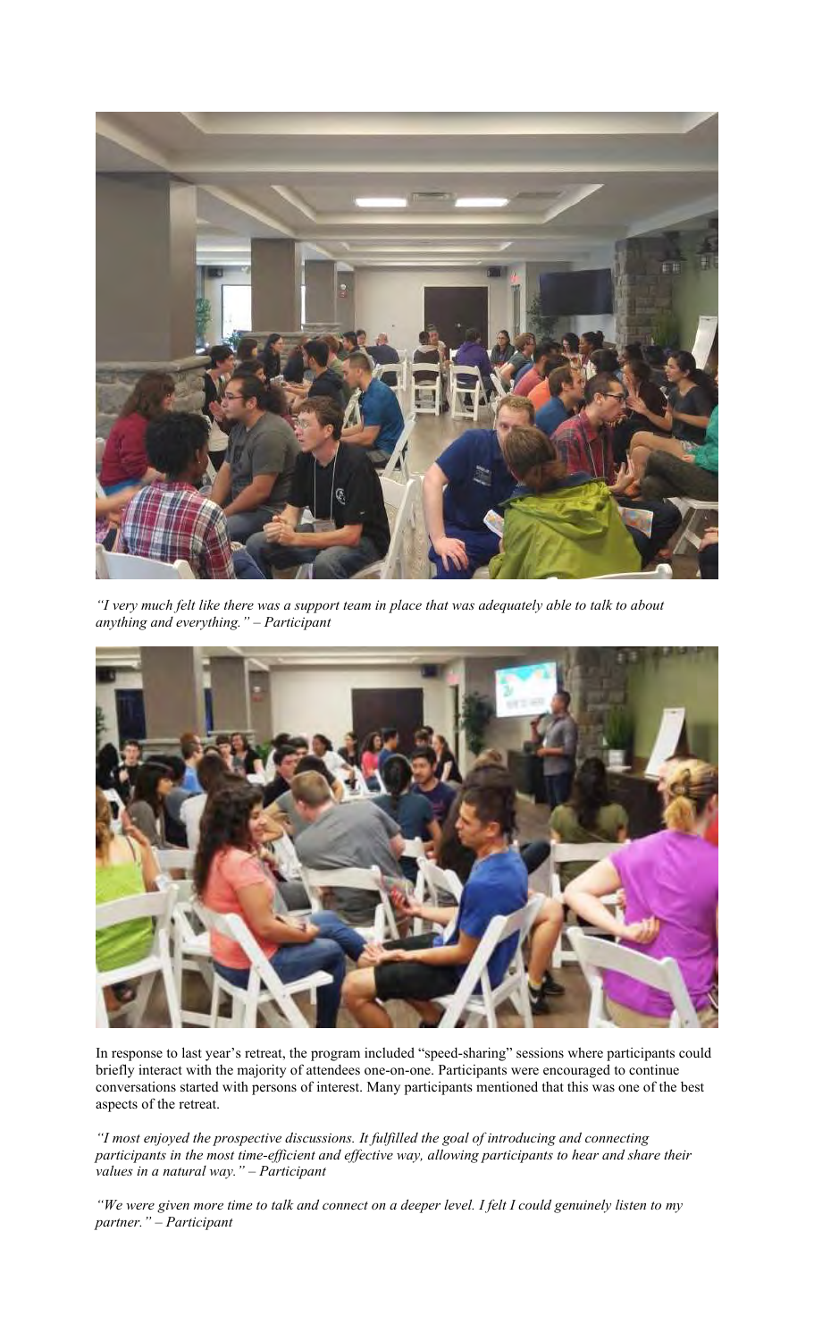*"I very much felt like there was a support team in place that was adequately able to talk to about anything and everything." – Participant*

In response to last year's retreat, the program included "speed-sharing" sessions where participants could briefly interact with the majority of attendees one-on-one. Participants were encouraged to continue conversations started with persons of interest. Many participants mentioned that this was one of the best aspects of the retreat.

*"I most enjoyed the prospective discussions. It fulfilled the goal of introducing and connecting participants in the most time-efficient and effective way, allowing participants to hear and share their values in a natural way." – Participant*

*"We were given more time to talk and connect on a deeper level. I felt I could genuinely listen to my partner." – Participant*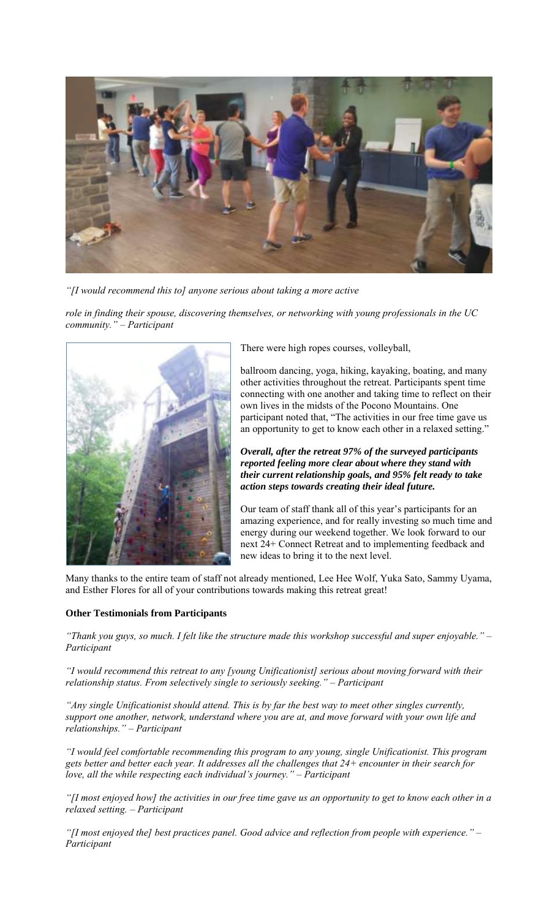*"[I would recommend this to] anyone serious about taking a more active role in finding their spouse, discovering themselves, or networking with young professionals in the UC community." – Participant*

There were high ropes courses, volleyball, ballroom dancing, yoga, hiking, kayaking, boating, and many other activities throughout the retreat. Participants spent time connecting with one another and taking time to reflect on their own lives in the midsts of the Pocono Mountains. One participant noted that, "The activities in our free time gave us an opportunity to get to know each other in a relaxed setting."

***Overall, after the retreat 97% of the surveyed participants reported feeling more clear about where they stand with their current relationship goals, and 95% felt ready to take action steps towards creating their ideal future.***

Our team of staff thank all of this year's participants for an amazing experience, and for really investing so much time and energy during our weekend together. We look forward to our next 24+ Connect Retreat and to implementing feedback and new ideas to bring it to the next level.

Many thanks to the entire team of staff not already mentioned, Lee Hee Wolf, Yuka Sato, Sammy Uyama, and Esther Flores for all of your contributions towards making this retreat great!

**Other Testimonials from Participants**

*"Thank you guys, so much. I felt like the structure made this workshop successful and super enjoyable." – Participant*

*"I would recommend this retreat to any [young Unificationist] serious about moving forward with their relationship status. From selectively single to seriously seeking." – Participant*

*"Any single Unificationist should attend. This is by far the best way to meet other singles currently, support one another, network, understand where you are at, and move forward with your own life and relationships." – Participant*

*"I would feel comfortable recommending this program to any young, single Unificationist. This program gets better and better each year. It addresses all the challenges that 24+ encounter in their search for love, all the while respecting each individual's journey." – Participant*

*"[I most enjoyed how] the activities in our free time gave us an opportunity to get to know each other in a relaxed setting. – Participant*

*"[I most enjoyed the] best practices panel. Good advice and reflection from people with experience." – Participant*